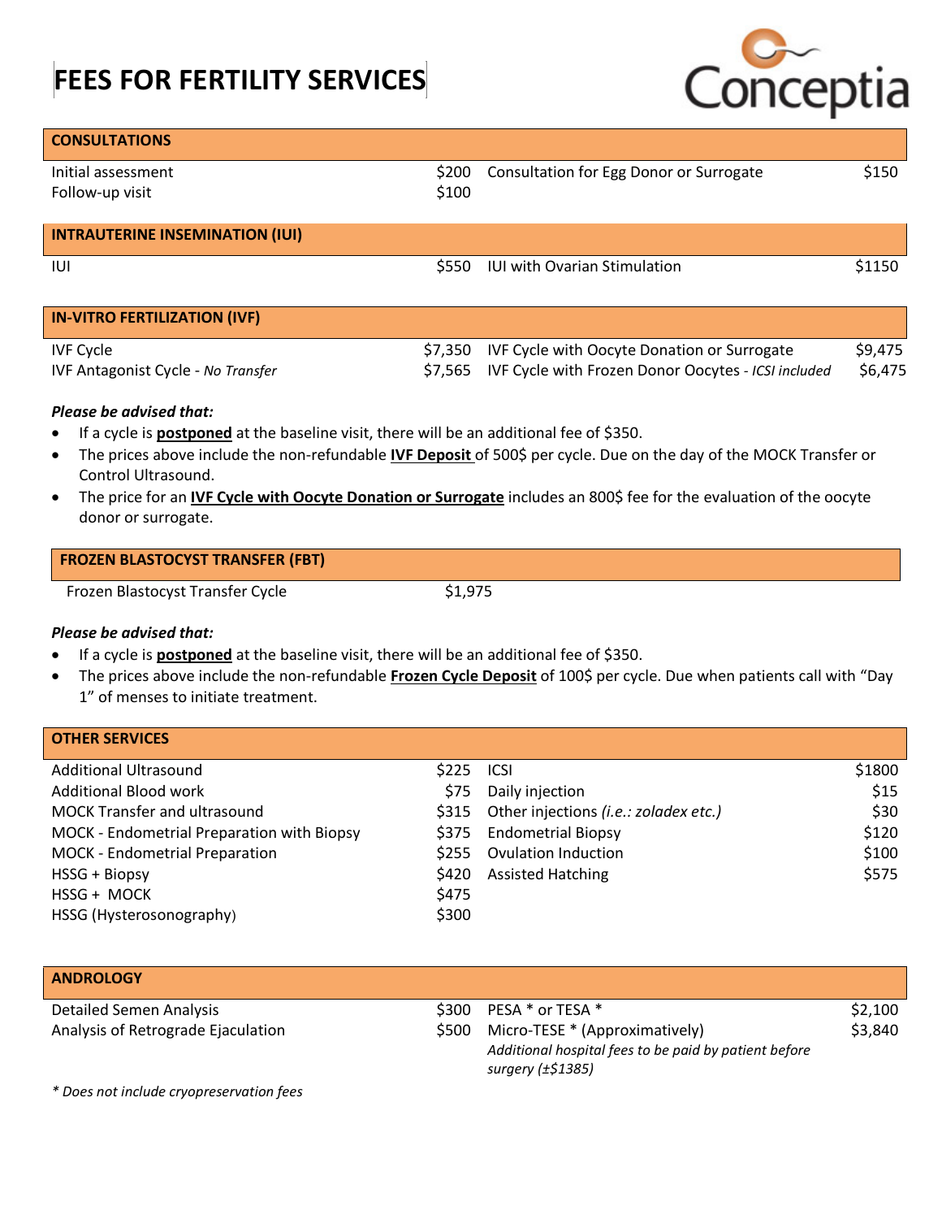# FEES FOR FERTILITY SERVICES

Conceptia

## CONSULTATIONS

| | | | |
|---|---|---|---|
| Initial assessment | $200 | Consultation for Egg Donor or Surrogate | $150 |
| Follow-up visit | $100 | | |

## INTRAUTERINE INSEMINATION (IUI)

| | | | |
|---|---|---|---|
| IUI | $550 | IUI with Ovarian Stimulation | $1150 |

## IN-VITRO FERTILIZATION (IVF)

| | | | |
|---|---|---|---|
| IVF Cycle | $7,350 | IVF Cycle with Oocyte Donation or Surrogate | $9,475 |
| IVF Antagonist Cycle - *No Transfer* | $7,565 | IVF Cycle with Frozen Donor Oocytes - *ICSI included* | $6,475 |

***Please be advised that:***

- If a cycle is **postponed** at the baseline visit, there will be an additional fee of $350.
- The prices above include the non-refundable **IVF Deposit** of 500$ per cycle. Due on the day of the MOCK Transfer or Control Ultrasound.
- The price for an **IVF Cycle with Oocyte Donation or Surrogate** includes an 800$ fee for the evaluation of the oocyte donor or surrogate.

## FROZEN BLASTOCYST TRANSFER (FBT)

| | |
|---|---|
| Frozen Blastocyst Transfer Cycle | $1,975 |

***Please be advised that:***

- If a cycle is **postponed** at the baseline visit, there will be an additional fee of $350.
- The prices above include the non-refundable **Frozen Cycle Deposit** of 100$ per cycle. Due when patients call with "Day 1" of menses to initiate treatment.

## OTHER SERVICES

| | | | |
|---|---|---|---|
| Additional Ultrasound | $225 | ICSI | $1800 |
| Additional Blood work | $75 | Daily injection | $15 |
| MOCK Transfer and ultrasound | $315 | Other injections *(i.e.: zoladex etc.)* | $30 |
| MOCK - Endometrial Preparation with Biopsy | $375 | Endometrial Biopsy | $120 |
| MOCK - Endometrial Preparation | $255 | Ovulation Induction | $100 |
| HSSG + Biopsy | $420 | Assisted Hatching | $575 |
| HSSG + MOCK | $475 | | |
| HSSG (Hysterosonography) | $300 | | |

## ANDROLOGY

| | | | |
|---|---|---|---|
| Detailed Semen Analysis | $300 | PESA * or TESA * | $2,100 |
| Analysis of Retrograde Ejaculation | $500 | Micro-TESE * (Approximatively)<br>*Additional hospital fees to be paid by patient before surgery (±$1385)* | $3,840 |

*\* Does not include cryopreservation fees*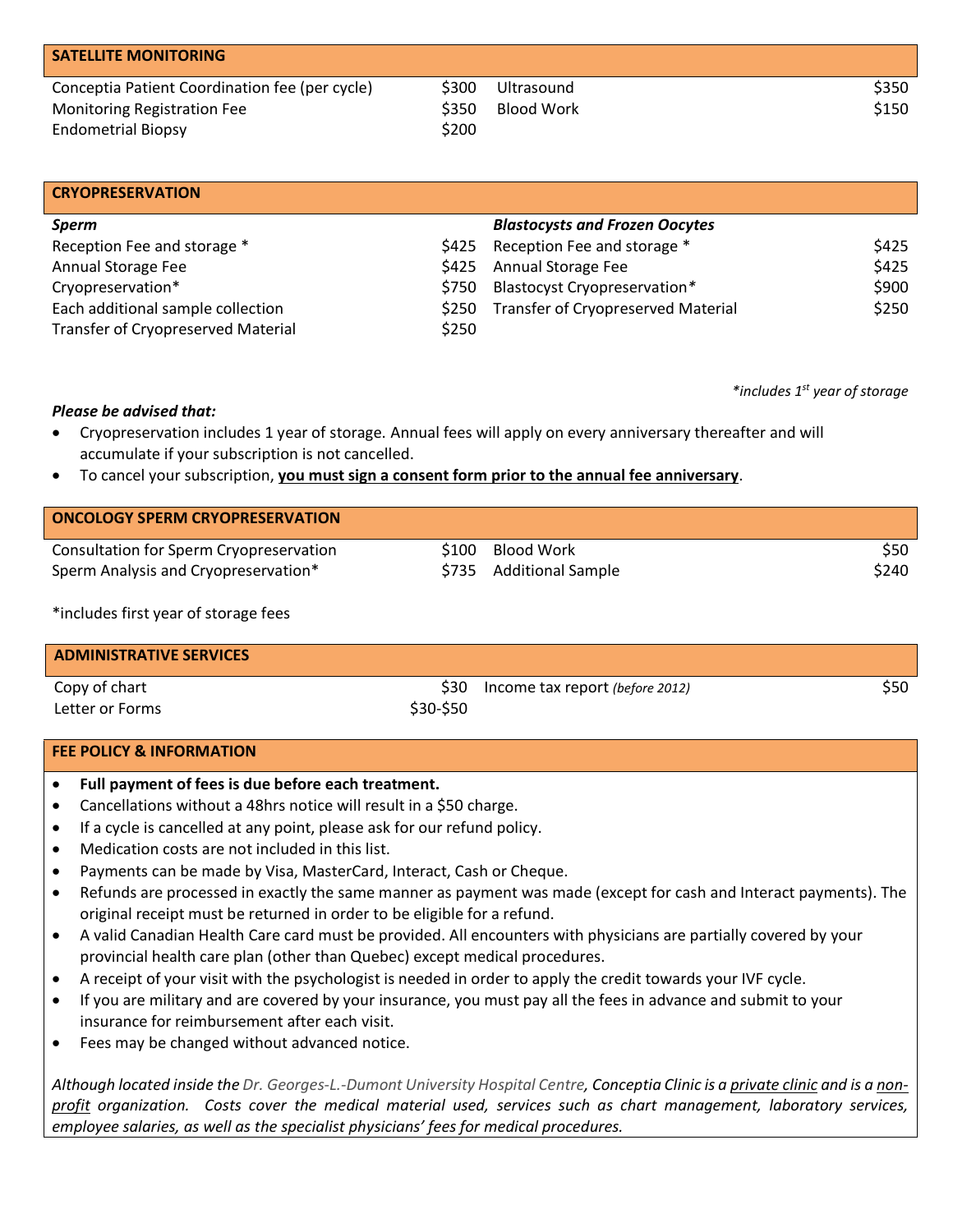## SATELLITE MONITORING

| | | | |
|---|---|---|---|
| Conceptia Patient Coordination fee (per cycle) | $300 | Ultrasound | $350 |
| Monitoring Registration Fee | $350 | Blood Work | $150 |
| Endometrial Biopsy | $200 | | |

## CRYOPRESERVATION

| ***Sperm*** | | ***Blastocysts and Frozen Oocytes*** | |
|---|---|---|---|
| Reception Fee and storage * | $425 | Reception Fee and storage * | $425 |
| Annual Storage Fee | $425 | Annual Storage Fee | $425 |
| Cryopreservation* | $750 | Blastocyst Cryopreservation* | $900 |
| Each additional sample collection | $250 | Transfer of Cryopreserved Material | $250 |
| Transfer of Cryopreserved Material | $250 | | |

*\*includes 1st year of storage*

***Please be advised that:***

- Cryopreservation includes 1 year of storage. Annual fees will apply on every anniversary thereafter and will accumulate if your subscription is not cancelled.
- To cancel your subscription, **you must sign a consent form prior to the annual fee anniversary**.

## ONCOLOGY SPERM CRYOPRESERVATION

| | | | |
|---|---|---|---|
| Consultation for Sperm Cryopreservation | $100 | Blood Work | $50 |
| Sperm Analysis and Cryopreservation* | $735 | Additional Sample | $240 |

*includes first year of storage fees

## ADMINISTRATIVE SERVICES

| | | | |
|---|---|---|---|
| Copy of chart | $30 | Income tax report *(before 2012)* | $50 |
| Letter or Forms | $30-$50 | | |

## FEE POLICY & INFORMATION

- **Full payment of fees is due before each treatment.**
- Cancellations without a 48hrs notice will result in a $50 charge.
- If a cycle is cancelled at any point, please ask for our refund policy.
- Medication costs are not included in this list.
- Payments can be made by Visa, MasterCard, Interact, Cash or Cheque.
- Refunds are processed in exactly the same manner as payment was made (except for cash and Interact payments). The original receipt must be returned in order to be eligible for a refund.
- A valid Canadian Health Care card must be provided. All encounters with physicians are partially covered by your provincial health care plan (other than Quebec) except medical procedures.
- A receipt of your visit with the psychologist is needed in order to apply the credit towards your IVF cycle.
- If you are military and are covered by your insurance, you must pay all the fees in advance and submit to your insurance for reimbursement after each visit.
- Fees may be changed without advanced notice.

*Although located inside the Dr. Georges-L.-Dumont University Hospital Centre, Conceptia Clinic is a private clinic and is a non-profit organization. Costs cover the medical material used, services such as chart management, laboratory services, employee salaries, as well as the specialist physicians' fees for medical procedures.*